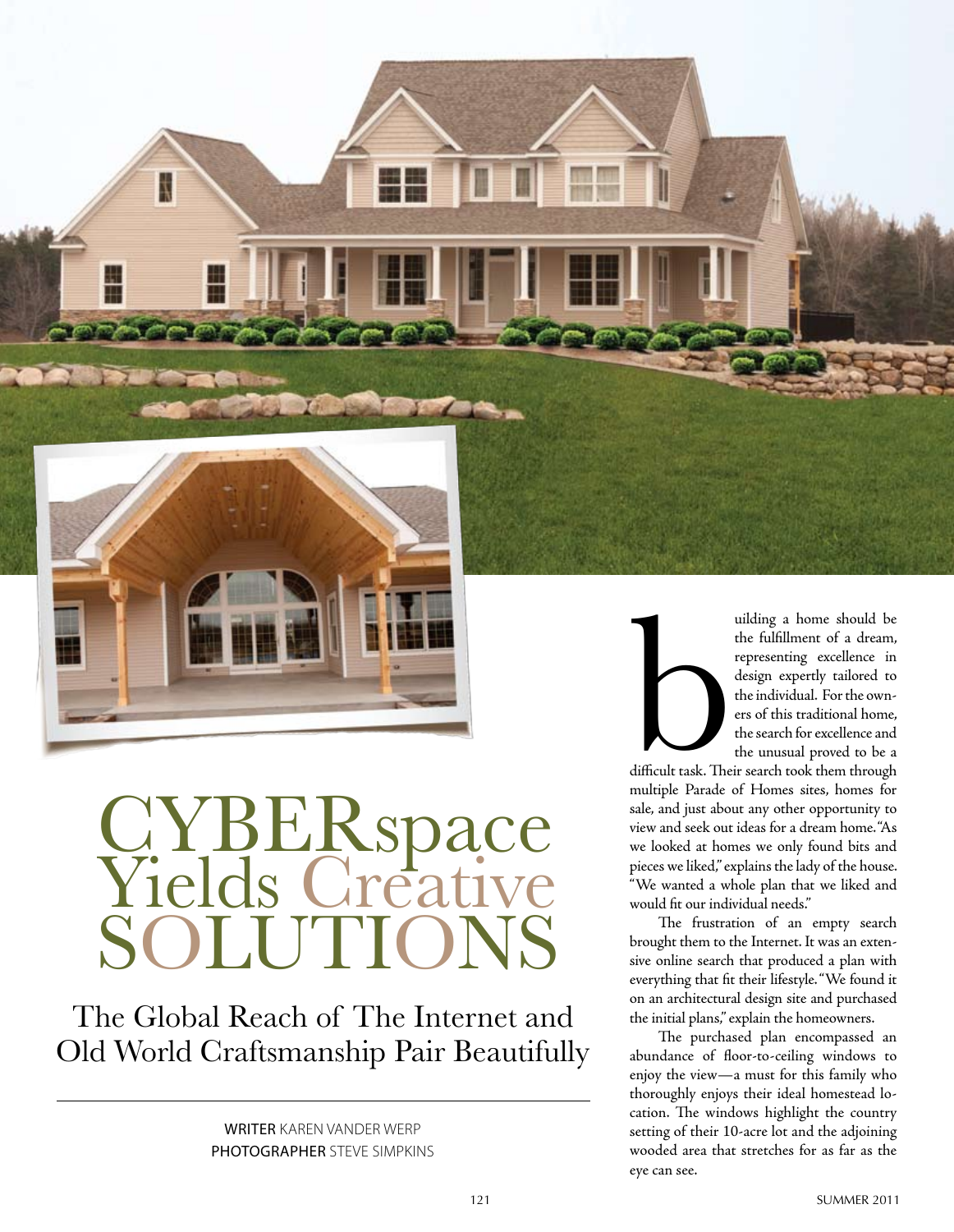# CYBERspace Yields Creative SOLUTIONS

## The Global Reach of The Internet and Old World Craftsmanship Pair Beautifully

WRITER KAREN VANDER WERP
PHOTOGRAPHER STEVE SIMPKINS

building a home should be the fulfillment of a dream, representing excellence in design expertly tailored to the individual. For the owners of this traditional home, the search for excellence and the unusual proved to be a difficult task. Their search took them through multiple Parade of Homes sites, homes for sale, and just about any other opportunity to view and seek out ideas for a dream home. "As we looked at homes we only found bits and pieces we liked," explains the lady of the house. "We wanted a whole plan that we liked and would fit our individual needs."

The frustration of an empty search brought them to the Internet. It was an extensive online search that produced a plan with everything that fit their lifestyle. "We found it on an architectural design site and purchased the initial plans," explain the homeowners.

The purchased plan encompassed an abundance of floor-to-ceiling windows to enjoy the view—a must for this family who thoroughly enjoys their ideal homestead location. The windows highlight the country setting of their 10-acre lot and the adjoining wooded area that stretches for as far as the eye can see.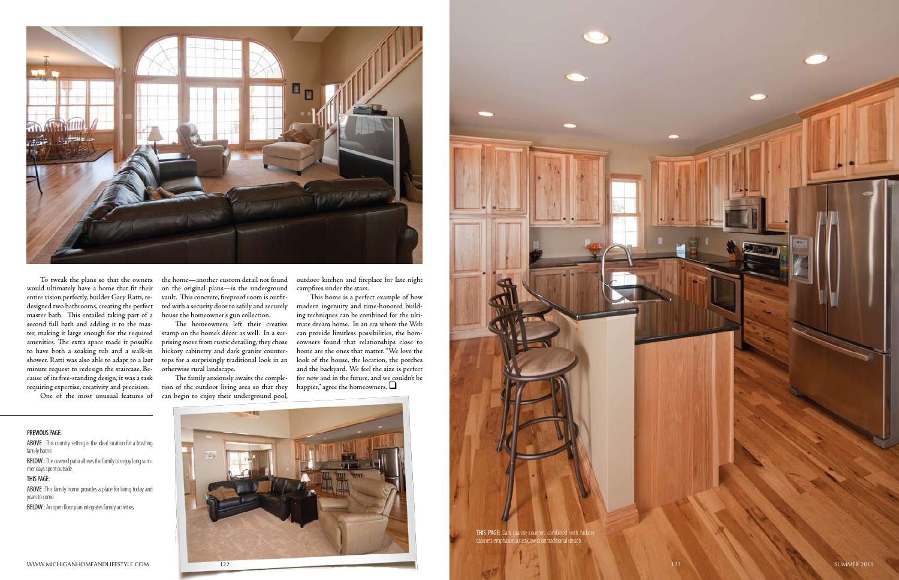To tweak the plans so that the owners would ultimately have a home that fit their entire vision perfectly, builder Gary Ratti, redesigned two bathrooms, creating the perfect master bath. This entailed taking part of a second full bath and adding it to the master, making it large enough for the required amenities. The extra space made it possible to have both a soaking tub and a walk-in shower. Ratti was also able to adapt to a last minute request to redesign the staircase. Because of its free-standing design, it was a task requiring expertise, creativity and precision.

One of the most unusual features of the home—another custom detail not found on the original plans—is the underground vault. This concrete, fireproof room is outfitted with a security door to safely and securely house the homeowner's gun collection.

The homeowners left their creative stamp on the home's décor as well. In a surprising move from rustic detailing, they chose hickory cabinetry and dark granite countertops for a surprisingly traditional look in an otherwise rural landscape.

The family anxiously awaits the completion of the outdoor living area so that they can begin to enjoy their underground pool, outdoor kitchen and fireplace for late night campfires under the stars.

This home is a perfect example of how modern ingenuity and time-honored building techniques can be combined for the ultimate dream home. In an era where the Web can provide limitless possibilities, the homeowners found that relationships close to home are the ones that matter. "We love the look of the house, the location, the porches and the backyard. We feel the size is perfect for now and in the future, and we couldn't be happier," agree the homeowners. ❑

PREVIOUS PAGE:

**ABOVE :** This country setting is the ideal location for a bustling family home.

**BELOW :** The covered patio allows the family to enjoy long summer days spent outside.

THIS PAGE:

**ABOVE :** This family home provides a place for living today and years to come.

**BELOW :** An open floor plan integrates family activities.

**THIS PAGE:** Dark granite counters combined with hickory cabinets emphasize a rustic twist on traditional design.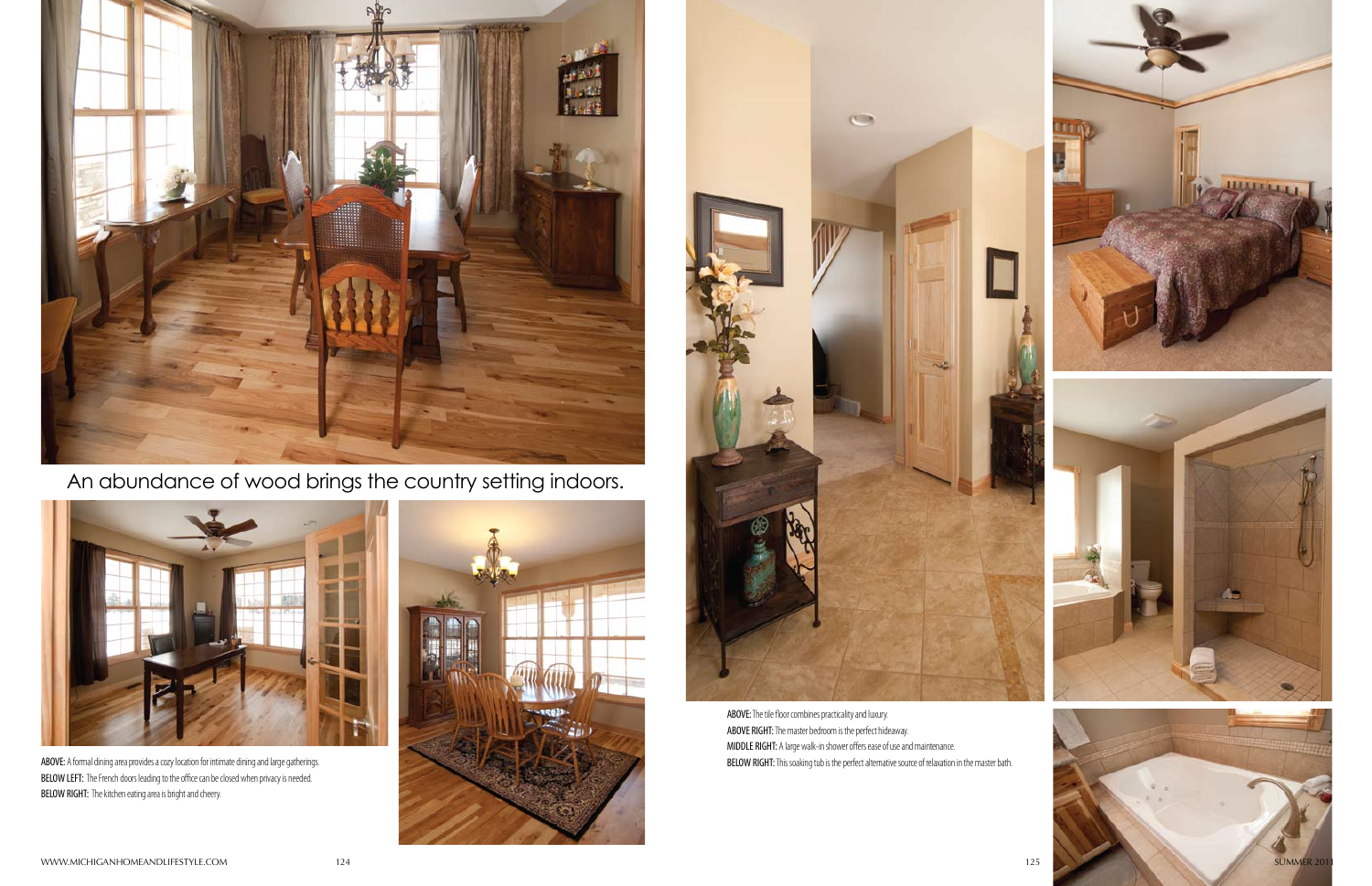An abundance of wood brings the country setting indoors.

**ABOVE:** A formal dining area provides a cozy location for intimate dining and large gatherings.
**BELOW LEFT:** The French doors leading to the office can be closed when privacy is needed.
**BELOW RIGHT:** The kitchen eating area is bright and cheery.

**ABOVE:** The tile floor combines practicality and luxury.
**ABOVE RIGHT:** The master bedroom is the perfect hideaway.
**MIDDLE RIGHT:** A large walk-in shower offers ease of use and maintenance.
**BELOW RIGHT:** This soaking tub is the perfect alternative source of relaxation in the master bath.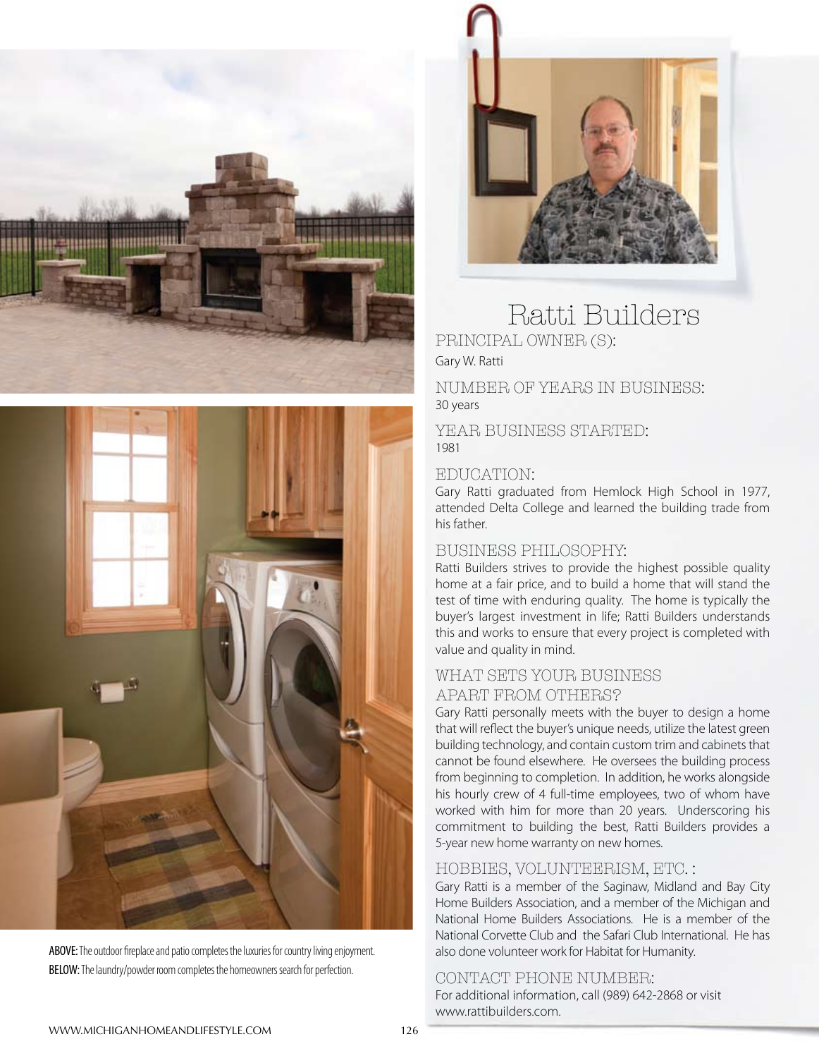**ABOVE:** The outdoor fireplace and patio completes the luxuries for country living enjoyment.
**BELOW:** The laundry/powder room completes the homeowners search for perfection.

# Ratti Builders

## PRINCIPAL OWNER (S):

Gary W. Ratti

## NUMBER OF YEARS IN BUSINESS:

30 years

## YEAR BUSINESS STARTED:

1981

## EDUCATION:

Gary Ratti graduated from Hemlock High School in 1977, attended Delta College and learned the building trade from his father.

## BUSINESS PHILOSOPHY:

Ratti Builders strives to provide the highest possible quality home at a fair price, and to build a home that will stand the test of time with enduring quality. The home is typically the buyer's largest investment in life; Ratti Builders understands this and works to ensure that every project is completed with value and quality in mind.

## WHAT SETS YOUR BUSINESS APART FROM OTHERS?

Gary Ratti personally meets with the buyer to design a home that will reflect the buyer's unique needs, utilize the latest green building technology, and contain custom trim and cabinets that cannot be found elsewhere. He oversees the building process from beginning to completion. In addition, he works alongside his hourly crew of 4 full-time employees, two of whom have worked with him for more than 20 years. Underscoring his commitment to building the best, Ratti Builders provides a 5-year new home warranty on new homes.

## HOBBIES, VOLUNTEERISM, ETC. :

Gary Ratti is a member of the Saginaw, Midland and Bay City Home Builders Association, and a member of the Michigan and National Home Builders Associations. He is a member of the National Corvette Club and the Safari Club International. He has also done volunteer work for Habitat for Humanity.

## CONTACT PHONE NUMBER:

For additional information, call (989) 642-2868 or visit www.rattibuilders.com.